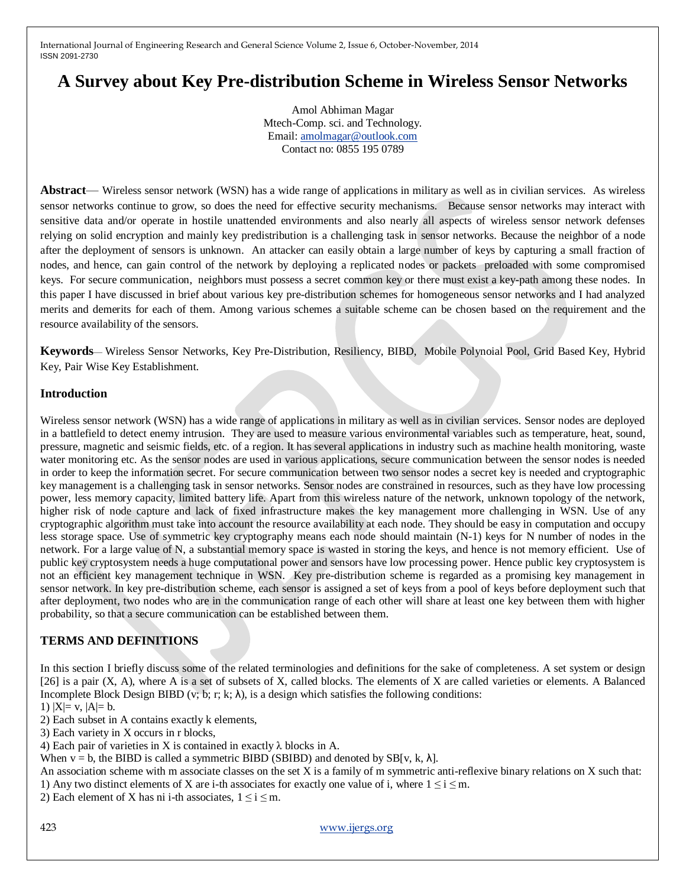# A Survey about Key Pre-distribution Scheme in Wireless Sensor Networks

Amol Abhiman Magar
Mtech-Comp. sci. and Technology.
Email: amolmagar@outlook.com
Contact no: 0855 195 0789

**Abstract**— Wireless sensor network (WSN) has a wide range of applications in military as well as in civilian services. As wireless sensor networks continue to grow, so does the need for effective security mechanisms. Because sensor networks may interact with sensitive data and/or operate in hostile unattended environments and also nearly all aspects of wireless sensor network defenses relying on solid encryption and mainly key predistribution is a challenging task in sensor networks. Because the neighbor of a node after the deployment of sensors is unknown. An attacker can easily obtain a large number of keys by capturing a small fraction of nodes, and hence, can gain control of the network by deploying a replicated nodes or packets preloaded with some compromised keys. For secure communication, neighbors must possess a secret common key or there must exist a key-path among these nodes. In this paper I have discussed in brief about various key pre-distribution schemes for homogeneous sensor networks and I had analyzed merits and demerits for each of them. Among various schemes a suitable scheme can be chosen based on the requirement and the resource availability of the sensors.

**Keywords**— Wireless Sensor Networks, Key Pre-Distribution, Resiliency, BIBD, Mobile Polynoial Pool, Grid Based Key, Hybrid Key, Pair Wise Key Establishment.

## Introduction

Wireless sensor network (WSN) has a wide range of applications in military as well as in civilian services. Sensor nodes are deployed in a battlefield to detect enemy intrusion. They are used to measure various environmental variables such as temperature, heat, sound, pressure, magnetic and seismic fields, etc. of a region. It has several applications in industry such as machine health monitoring, waste water monitoring etc. As the sensor nodes are used in various applications, secure communication between the sensor nodes is needed in order to keep the information secret. For secure communication between two sensor nodes a secret key is needed and cryptographic key management is a challenging task in sensor networks. Sensor nodes are constrained in resources, such as they have low processing power, less memory capacity, limited battery life. Apart from this wireless nature of the network, unknown topology of the network, higher risk of node capture and lack of fixed infrastructure makes the key management more challenging in WSN. Use of any cryptographic algorithm must take into account the resource availability at each node. They should be easy in computation and occupy less storage space. Use of symmetric key cryptography means each node should maintain (N-1) keys for N number of nodes in the network. For a large value of N, a substantial memory space is wasted in storing the keys, and hence is not memory efficient. Use of public key cryptosystem needs a huge computational power and sensors have low processing power. Hence public key cryptosystem is not an efficient key management technique in WSN. Key pre-distribution scheme is regarded as a promising key management in sensor network. In key pre-distribution scheme, each sensor is assigned a set of keys from a pool of keys before deployment such that after deployment, two nodes who are in the communication range of each other will share at least one key between them with higher probability, so that a secure communication can be established between them.

## TERMS AND DEFINITIONS

In this section I briefly discuss some of the related terminologies and definitions for the sake of completeness. A set system or design [26] is a pair (X, A), where A is a set of subsets of X, called blocks. The elements of X are called varieties or elements. A Balanced Incomplete Block Design BIBD ($v$; $b$; $r$; $k$; $\lambda$), is a design which satisfies the following conditions:

1) $|X|= v$, $|A|= b$.
2) Each subset in A contains exactly k elements,
3) Each variety in X occurs in r blocks,
4) Each pair of varieties in X is contained in exactly $\lambda$ blocks in A.

When $v = b$, the BIBD is called a symmetric BIBD (SBIBD) and denoted by SB[$v$, $k$, $\lambda$].

An association scheme with m associate classes on the set X is a family of m symmetric anti-reflexive binary relations on X such that:

1) Any two distinct elements of X are i-th associates for exactly one value of i, where $1 \leq i \leq m$.
2) Each element of X has $n_i$ i-th associates, $1 \leq i \leq m$.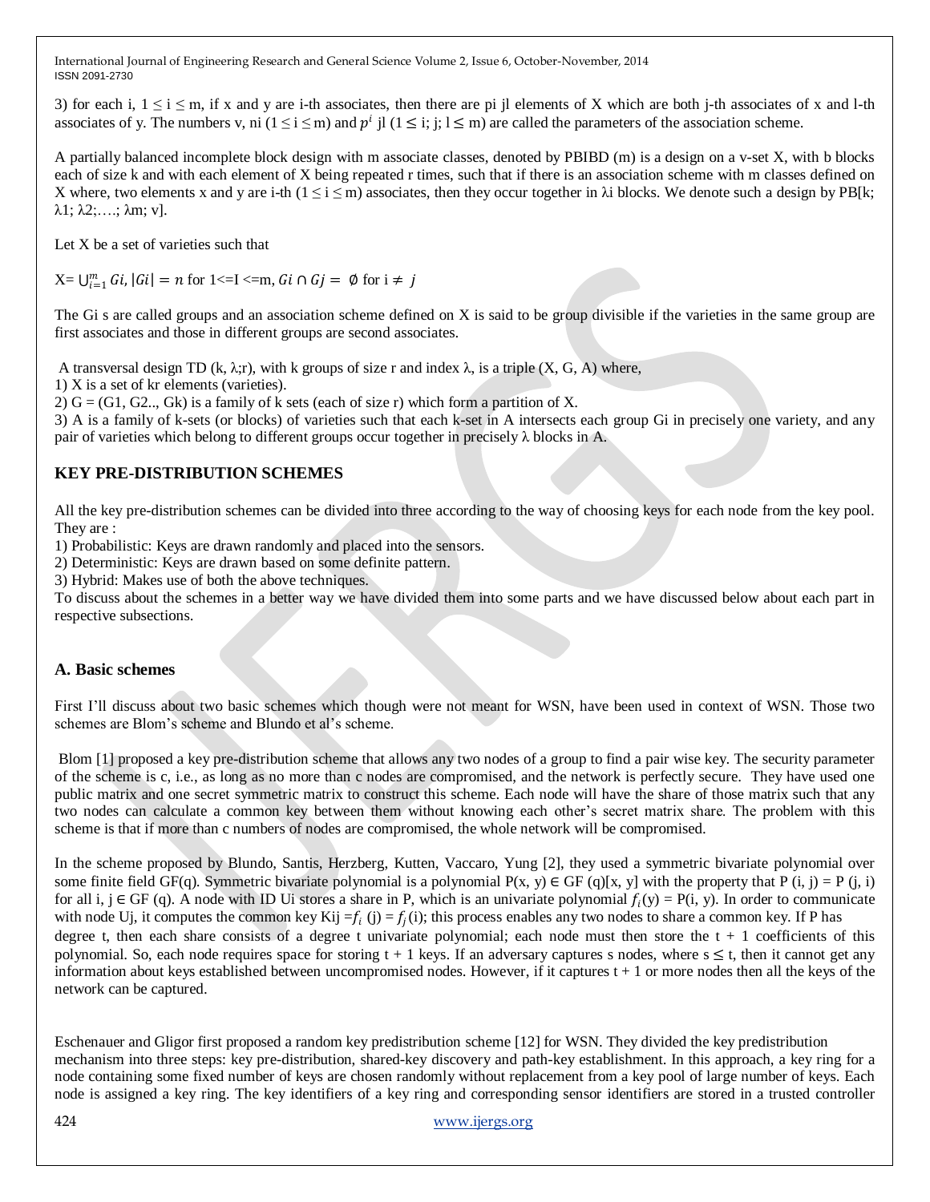3) for each i, $1 \leq i \leq m$, if x and y are i-th associates, then there are pi jl elements of X which are both j-th associates of x and l-th associates of y. The numbers v, ni ($1 \leq i \leq m$) and $p^i$ jl ($1 \leq$ i; j; l $\leq$ m) are called the parameters of the association scheme.

A partially balanced incomplete block design with m associate classes, denoted by PBIBD (m) is a design on a v-set X, with b blocks each of size k and with each element of X being repeated r times, such that if there is an association scheme with m classes defined on X where, two elements x and y are i-th ($1 \leq i \leq m$) associates, then they occur together in λi blocks. We denote such a design by PB[k; λ1; λ2;….; λm; v].

Let X be a set of varieties such that

$X = \bigcup_{i=1}^{m} Gi, |Gi| = n$ for 1<=I <=m, $Gi \cap Gj = \emptyset$ for $i \neq j$

The Gi s are called groups and an association scheme defined on X is said to be group divisible if the varieties in the same group are first associates and those in different groups are second associates.

A transversal design TD (k, λ;r), with k groups of size r and index λ, is a triple (X, G, A) where,
1) X is a set of kr elements (varieties).
2) G = (G1, G2.., Gk) is a family of k sets (each of size r) which form a partition of X.
3) A is a family of k-sets (or blocks) of varieties such that each k-set in A intersects each group Gi in precisely one variety, and any pair of varieties which belong to different groups occur together in precisely λ blocks in A.

## KEY PRE-DISTRIBUTION SCHEMES

All the key pre-distribution schemes can be divided into three according to the way of choosing keys for each node from the key pool. They are :
1) Probabilistic: Keys are drawn randomly and placed into the sensors.
2) Deterministic: Keys are drawn based on some definite pattern.
3) Hybrid: Makes use of both the above techniques.
To discuss about the schemes in a better way we have divided them into some parts and we have discussed below about each part in respective subsections.

### A. Basic schemes

First I'll discuss about two basic schemes which though were not meant for WSN, have been used in context of WSN. Those two schemes are Blom's scheme and Blundo et al's scheme.

Blom [1] proposed a key pre-distribution scheme that allows any two nodes of a group to find a pair wise key. The security parameter of the scheme is c, i.e., as long as no more than c nodes are compromised, and the network is perfectly secure. They have used one public matrix and one secret symmetric matrix to construct this scheme. Each node will have the share of those matrix such that any two nodes can calculate a common key between them without knowing each other's secret matrix share. The problem with this scheme is that if more than c numbers of nodes are compromised, the whole network will be compromised.

In the scheme proposed by Blundo, Santis, Herzberg, Kutten, Vaccaro, Yung [2], they used a symmetric bivariate polynomial over some finite field GF(q). Symmetric bivariate polynomial is a polynomial P(x, y) ∈ GF (q)[x, y] with the property that P (i, j) = P (j, i) for all i, j ∈ GF (q). A node with ID Ui stores a share in P, which is an univariate polynomial $f_i(y)$ = P(i, y). In order to communicate with node Uj, it computes the common key Kij =$f_i$ (j) = $f_j$(i); this process enables any two nodes to share a common key. If P has degree t, then each share consists of a degree t univariate polynomial; each node must then store the t + 1 coefficients of this polynomial. So, each node requires space for storing t + 1 keys. If an adversary captures s nodes, where $s \leq t$, then it cannot get any information about keys established between uncompromised nodes. However, if it captures t + 1 or more nodes then all the keys of the network can be captured.

Eschenauer and Gligor first proposed a random key predistribution scheme [12] for WSN. They divided the key predistribution mechanism into three steps: key pre-distribution, shared-key discovery and path-key establishment. In this approach, a key ring for a node containing some fixed number of keys are chosen randomly without replacement from a key pool of large number of keys. Each node is assigned a key ring. The key identifiers of a key ring and corresponding sensor identifiers are stored in a trusted controller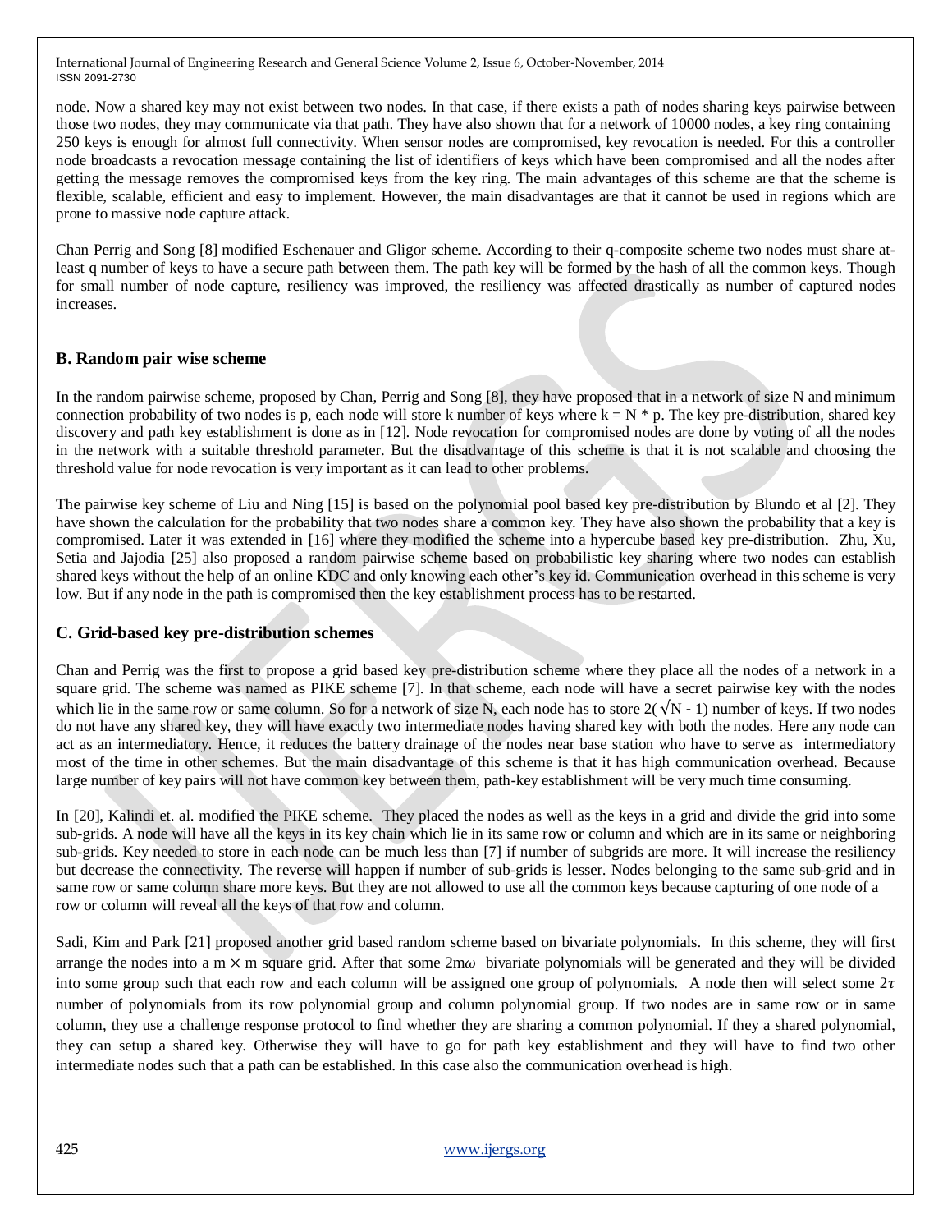node. Now a shared key may not exist between two nodes. In that case, if there exists a path of nodes sharing keys pairwise between those two nodes, they may communicate via that path. They have also shown that for a network of 10000 nodes, a key ring containing 250 keys is enough for almost full connectivity. When sensor nodes are compromised, key revocation is needed. For this a controller node broadcasts a revocation message containing the list of identifiers of keys which have been compromised and all the nodes after getting the message removes the compromised keys from the key ring. The main advantages of this scheme are that the scheme is flexible, scalable, efficient and easy to implement. However, the main disadvantages are that it cannot be used in regions which are prone to massive node capture attack.

Chan Perrig and Song [8] modified Eschenauer and Gligor scheme. According to their q-composite scheme two nodes must share at-least q number of keys to have a secure path between them. The path key will be formed by the hash of all the common keys. Though for small number of node capture, resiliency was improved, the resiliency was affected drastically as number of captured nodes increases.

### B. Random pair wise scheme

In the random pairwise scheme, proposed by Chan, Perrig and Song [8], they have proposed that in a network of size N and minimum connection probability of two nodes is p, each node will store k number of keys where $k = N * p$. The key pre-distribution, shared key discovery and path key establishment is done as in [12]. Node revocation for compromised nodes are done by voting of all the nodes in the network with a suitable threshold parameter. But the disadvantage of this scheme is that it is not scalable and choosing the threshold value for node revocation is very important as it can lead to other problems.

The pairwise key scheme of Liu and Ning [15] is based on the polynomial pool based key pre-distribution by Blundo et al [2]. They have shown the calculation for the probability that two nodes share a common key. They have also shown the probability that a key is compromised. Later it was extended in [16] where they modified the scheme into a hypercube based key pre-distribution. Zhu, Xu, Setia and Jajodia [25] also proposed a random pairwise scheme based on probabilistic key sharing where two nodes can establish shared keys without the help of an online KDC and only knowing each other's key id. Communication overhead in this scheme is very low. But if any node in the path is compromised then the key establishment process has to be restarted.

### C. Grid-based key pre-distribution schemes

Chan and Perrig was the first to propose a grid based key pre-distribution scheme where they place all the nodes of a network in a square grid. The scheme was named as PIKE scheme [7]. In that scheme, each node will have a secret pairwise key with the nodes which lie in the same row or same column. So for a network of size N, each node has to store $2(\sqrt{N} - 1)$ number of keys. If two nodes do not have any shared key, they will have exactly two intermediate nodes having shared key with both the nodes. Here any node can act as an intermediatory. Hence, it reduces the battery drainage of the nodes near base station who have to serve as intermediatory most of the time in other schemes. But the main disadvantage of this scheme is that it has high communication overhead. Because large number of key pairs will not have common key between them, path-key establishment will be very much time consuming.

In [20], Kalindi et. al. modified the PIKE scheme. They placed the nodes as well as the keys in a grid and divide the grid into some sub-grids. A node will have all the keys in its key chain which lie in its same row or column and which are in its same or neighboring sub-grids. Key needed to store in each node can be much less than [7] if number of subgrids are more. It will increase the resiliency but decrease the connectivity. The reverse will happen if number of sub-grids is lesser. Nodes belonging to the same sub-grid and in same row or same column share more keys. But they are not allowed to use all the common keys because capturing of one node of a row or column will reveal all the keys of that row and column.

Sadi, Kim and Park [21] proposed another grid based random scheme based on bivariate polynomials. In this scheme, they will first arrange the nodes into a $m \times m$ square grid. After that some $2m\omega$ bivariate polynomials will be generated and they will be divided into some group such that each row and each column will be assigned one group of polynomials. A node then will select some $2\tau$ number of polynomials from its row polynomial group and column polynomial group. If two nodes are in same row or in same column, they use a challenge response protocol to find whether they are sharing a common polynomial. If they a shared polynomial, they can setup a shared key. Otherwise they will have to go for path key establishment and they will have to find two other intermediate nodes such that a path can be established. In this case also the communication overhead is high.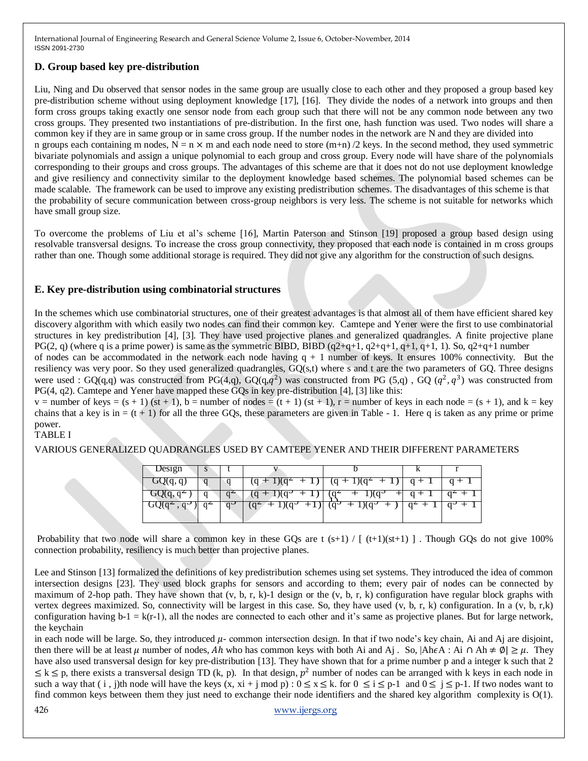### D. Group based key pre-distribution

Liu, Ning and Du observed that sensor nodes in the same group are usually close to each other and they proposed a group based key pre-distribution scheme without using deployment knowledge [17], [16]. They divide the nodes of a network into groups and then form cross groups taking exactly one sensor node from each group such that there will not be any common node between any two cross groups. They presented two instantiations of pre-distribution. In the first one, hash function was used. Two nodes will share a common key if they are in same group or in same cross group. If the number nodes in the network are N and they are divided into n groups each containing m nodes, $N = n \times m$ and each node need to store $(m+n)/2$ keys. In the second method, they used symmetric bivariate polynomials and assign a unique polynomial to each group and cross group. Every node will have share of the polynomials corresponding to their groups and cross groups. The advantages of this scheme are that it does not do not use deployment knowledge and give resiliency and connectivity similar to the deployment knowledge based schemes. The polynomial based schemes can be made scalable. The framework can be used to improve any existing predistribution schemes. The disadvantages of this scheme is that the probability of secure communication between cross-group neighbors is very less. The scheme is not suitable for networks which have small group size.

To overcome the problems of Liu et al's scheme [16], Martin Paterson and Stinson [19] proposed a group based design using resolvable transversal designs. To increase the cross group connectivity, they proposed that each node is contained in m cross groups rather than one. Though some additional storage is required. They did not give any algorithm for the construction of such designs.

### E. Key pre-distribution using combinatorial structures

In the schemes which use combinatorial structures, one of their greatest advantages is that almost all of them have efficient shared key discovery algorithm with which easily two nodes can find their common key. Camtepe and Yener were the first to use combinatorial structures in key predistribution [4], [3]. They have used projective planes and generalized quadrangles. A finite projective plane PG(2, q) (where q is a prime power) is same as the symmetric BIBD, BIBD ($q^2+q+1$, $q^2+q+1$, $q+1$, $q+1$, 1). So, $q^2+q+1$ number of nodes can be accommodated in the network each node having $q + 1$ number of keys. It ensures 100% connectivity. But the resiliency was very poor. So they used generalized quadrangles, GQ(s,t) where s and t are the two parameters of GQ. Three designs were used : GQ(q,q) was constructed from PG(4,q), GQ($q,q^2$) was constructed from PG (5,q) , GQ ($q^2, q^3$) was constructed from PG(4, $q^2$). Camtepe and Yener have mapped these GQs in key pre-distribution [4], [3] like this:
v = number of keys = $(s + 1)(st + 1)$, b = number of nodes = $(t + 1)(st + 1)$, r = number of keys in each node = $(s + 1)$, and k = key chains that a key is in = $(t + 1)$ for all the three GQs, these parameters are given in Table - 1. Here q is taken as any prime or prime power.

TABLE I

VARIOUS GENERALIZED QUADRANGLES USED BY CAMTEPE YENER AND THEIR DIFFERENT PARAMETERS

| Design | s | t | v | b | k | r |
|---|---|---|---|---|---|---|
| GQ(q, q) | q | q | $(q + 1)(q^2 + 1)$ | $(q + 1)(q^2 + 1)$ | $q + 1$ | $q + 1$ |
| GQ($q, q^2$) | q | $q^2$ | $(q + 1)(q^3 + 1)$ | $(q^2 + 1)(q^3 + 1)$ | $q + 1$ | $q^2 + 1$ |
| GQ($q^2, q^3$) | $q^2$ | $q^3$ | $(q^2 + 1)(q^5 + 1)$ | $(q^3 + 1)(q^5 + 1)$ | $q^2 + 1$ | $q^3 + 1$ |

Probability that two node will share a common key in these GQs are $t(s+1) / [(t+1)(st+1)]$. Though GQs do not give 100% connection probability, resiliency is much better than projective planes.

Lee and Stinson [13] formalized the definitions of key predistribution schemes using set systems. They introduced the idea of common intersection designs [23]. They used block graphs for sensors and according to them; every pair of nodes can be connected by maximum of 2-hop path. They have shown that (v, b, r, k)-1 design or the (v, b, r, k) configuration have regular block graphs with vertex degrees maximized. So, connectivity will be largest in this case. So, they have used (v, b, r, k) configuration. In a (v, b, r,k) configuration having $b-1 = k(r-1)$, all the nodes are connected to each other and it's same as projective planes. But for large network, the keychain in each node will be large. So, they introduced $\mu$- common intersection design. In that if two node's key chain, Ai and Aj are disjoint, then there will be at least $\mu$ number of nodes, $Ah$ who has common keys with both Ai and Aj . So, $|Ah \epsilon A : Ai \cap Ah \neq \emptyset| \geq \mu$. They have also used transversal design for key pre-distribution [13]. They have shown that for a prime number p and a integer k such that $2 \leq k \leq p$, there exists a transversal design TD (k, p). In that design, $p^2$ number of nodes can be arranged with k keys in each node in such a way that ( i , j)th node will have the keys $(x, xi + j \bmod p) : 0 \leq x \leq k$. for $0 \leq i \leq p-1$ and $0 \leq j \leq p-1$. If two nodes want to find common keys between them they just need to exchange their node identifiers and the shared key algorithm complexity is O(1).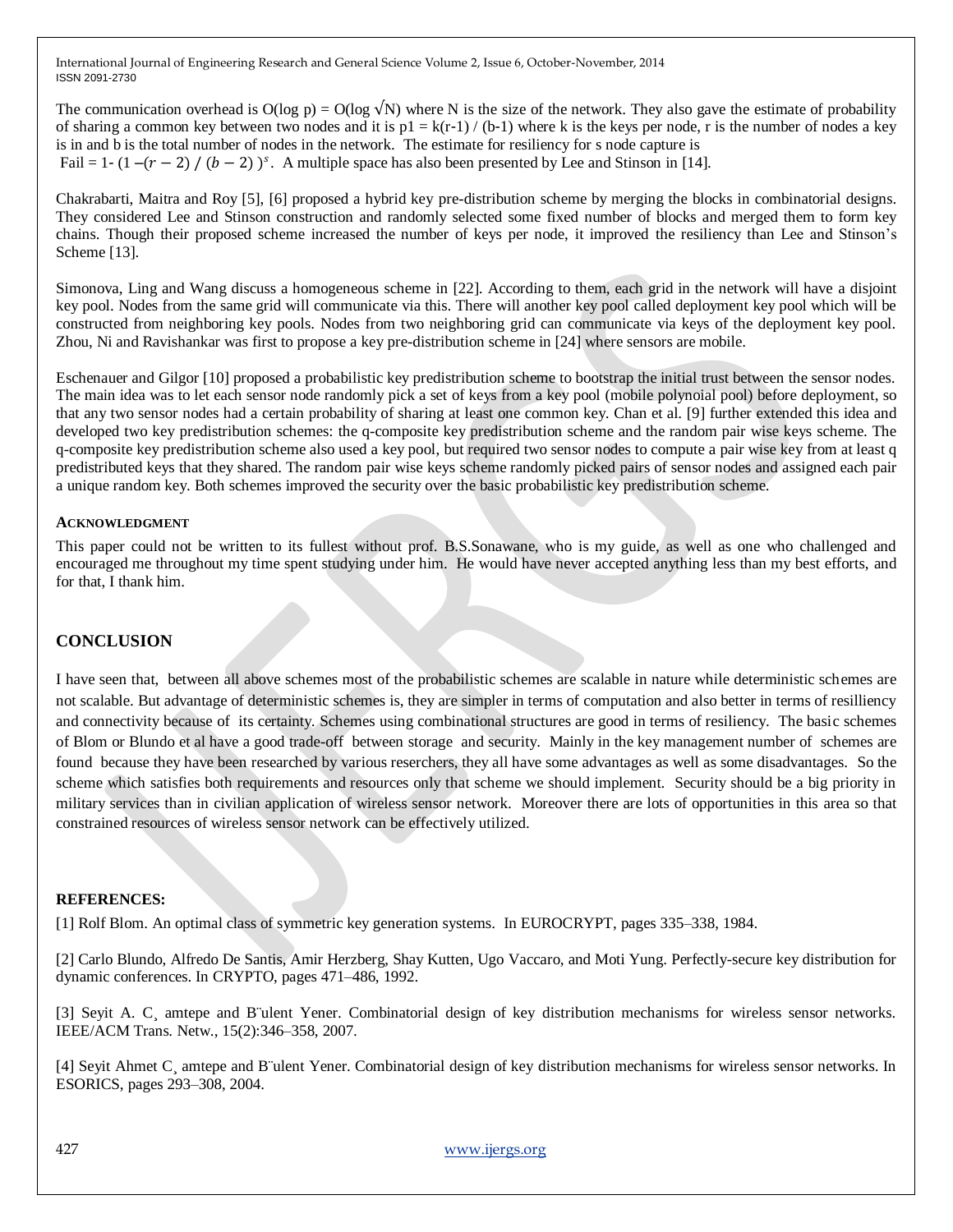The communication overhead is O(log p) = O(log √N) where N is the size of the network. They also gave the estimate of probability of sharing a common key between two nodes and it is p1 = k(r-1) / (b-1) where k is the keys per node, r is the number of nodes a key is in and b is the total number of nodes in the network. The estimate for resiliency for s node capture is

Fail = 1- $(1 -(r - 2) / (b - 2))^s$. A multiple space has also been presented by Lee and Stinson in [14].

Chakrabarti, Maitra and Roy [5], [6] proposed a hybrid key pre-distribution scheme by merging the blocks in combinatorial designs. They considered Lee and Stinson construction and randomly selected some fixed number of blocks and merged them to form key chains. Though their proposed scheme increased the number of keys per node, it improved the resiliency than Lee and Stinson's Scheme [13].

Simonova, Ling and Wang discuss a homogeneous scheme in [22]. According to them, each grid in the network will have a disjoint key pool. Nodes from the same grid will communicate via this. There will another key pool called deployment key pool which will be constructed from neighboring key pools. Nodes from two neighboring grid can communicate via keys of the deployment key pool. Zhou, Ni and Ravishankar was first to propose a key pre-distribution scheme in [24] where sensors are mobile.

Eschenauer and Gilgor [10] proposed a probabilistic key predistribution scheme to bootstrap the initial trust between the sensor nodes. The main idea was to let each sensor node randomly pick a set of keys from a key pool (mobile polynoial pool) before deployment, so that any two sensor nodes had a certain probability of sharing at least one common key. Chan et al. [9] further extended this idea and developed two key predistribution schemes: the q-composite key predistribution scheme and the random pair wise keys scheme. The q-composite key predistribution scheme also used a key pool, but required two sensor nodes to compute a pair wise key from at least q predistributed keys that they shared. The random pair wise keys scheme randomly picked pairs of sensor nodes and assigned each pair a unique random key. Both schemes improved the security over the basic probabilistic key predistribution scheme.

### ACKNOWLEDGMENT

This paper could not be written to its fullest without prof. B.S.Sonawane, who is my guide, as well as one who challenged and encouraged me throughout my time spent studying under him. He would have never accepted anything less than my best efforts, and for that, I thank him.

## CONCLUSION

I have seen that, between all above schemes most of the probabilistic schemes are scalable in nature while deterministic schemes are not scalable. But advantage of deterministic schemes is, they are simpler in terms of computation and also better in terms of resilliency and connectivity because of its certainty. Schemes using combinational structures are good in terms of resiliency. The basic schemes of Blom or Blundo et al have a good trade-off between storage and security. Mainly in the key management number of schemes are found because they have been researched by various reserchers, they all have some advantages as well as some disadvantages. So the scheme which satisfies both requirements and resources only that scheme we should implement. Security should be a big priority in military services than in civilian application of wireless sensor network. Moreover there are lots of opportunities in this area so that constrained resources of wireless sensor network can be effectively utilized.

**REFERENCES:**

[1] Rolf Blom. An optimal class of symmetric key generation systems. In EUROCRYPT, pages 335–338, 1984.

[2] Carlo Blundo, Alfredo De Santis, Amir Herzberg, Shay Kutten, Ugo Vaccaro, and Moti Yung. Perfectly-secure key distribution for dynamic conferences. In CRYPTO, pages 471–486, 1992.

[3] Seyit A. C¸ amtepe and B¨ulent Yener. Combinatorial design of key distribution mechanisms for wireless sensor networks. IEEE/ACM Trans. Netw., 15(2):346–358, 2007.

[4] Seyit Ahmet C¸ amtepe and B¨ulent Yener. Combinatorial design of key distribution mechanisms for wireless sensor networks. In ESORICS, pages 293–308, 2004.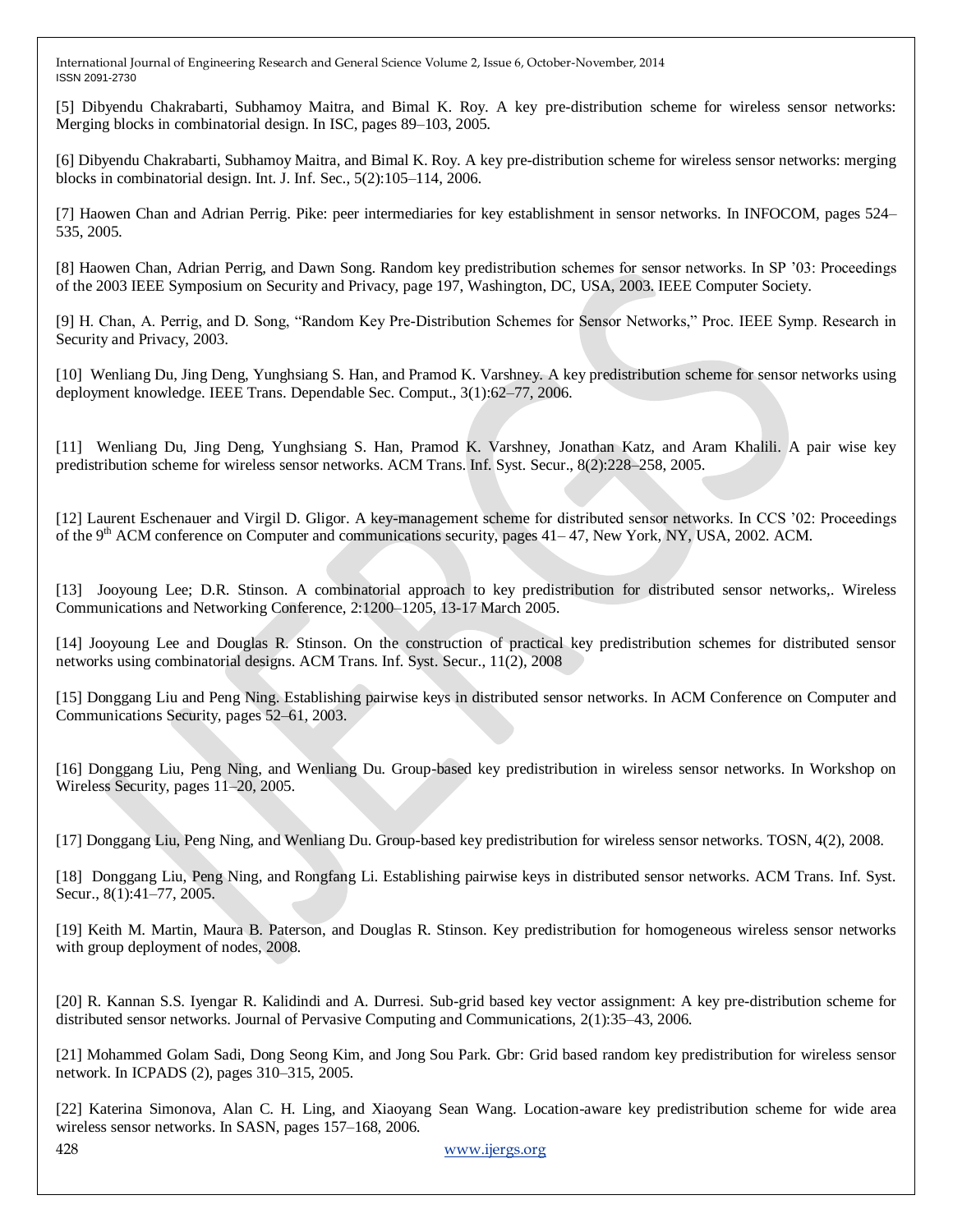[5] Dibyendu Chakrabarti, Subhamoy Maitra, and Bimal K. Roy. A key pre-distribution scheme for wireless sensor networks: Merging blocks in combinatorial design. In ISC, pages 89–103, 2005.

[6] Dibyendu Chakrabarti, Subhamoy Maitra, and Bimal K. Roy. A key pre-distribution scheme for wireless sensor networks: merging blocks in combinatorial design. Int. J. Inf. Sec., 5(2):105–114, 2006.

[7] Haowen Chan and Adrian Perrig. Pike: peer intermediaries for key establishment in sensor networks. In INFOCOM, pages 524–535, 2005.

[8] Haowen Chan, Adrian Perrig, and Dawn Song. Random key predistribution schemes for sensor networks. In SP '03: Proceedings of the 2003 IEEE Symposium on Security and Privacy, page 197, Washington, DC, USA, 2003. IEEE Computer Society.

[9] H. Chan, A. Perrig, and D. Song, "Random Key Pre-Distribution Schemes for Sensor Networks," Proc. IEEE Symp. Research in Security and Privacy, 2003.

[10] Wenliang Du, Jing Deng, Yunghsiang S. Han, and Pramod K. Varshney. A key predistribution scheme for sensor networks using deployment knowledge. IEEE Trans. Dependable Sec. Comput., 3(1):62–77, 2006.

[11] Wenliang Du, Jing Deng, Yunghsiang S. Han, Pramod K. Varshney, Jonathan Katz, and Aram Khalili. A pair wise key predistribution scheme for wireless sensor networks. ACM Trans. Inf. Syst. Secur., 8(2):228–258, 2005.

[12] Laurent Eschenauer and Virgil D. Gligor. A key-management scheme for distributed sensor networks. In CCS '02: Proceedings of the 9th ACM conference on Computer and communications security, pages 41– 47, New York, NY, USA, 2002. ACM.

[13] Jooyoung Lee; D.R. Stinson. A combinatorial approach to key predistribution for distributed sensor networks,. Wireless Communications and Networking Conference, 2:1200–1205, 13-17 March 2005.

[14] Jooyoung Lee and Douglas R. Stinson. On the construction of practical key predistribution schemes for distributed sensor networks using combinatorial designs. ACM Trans. Inf. Syst. Secur., 11(2), 2008

[15] Donggang Liu and Peng Ning. Establishing pairwise keys in distributed sensor networks. In ACM Conference on Computer and Communications Security, pages 52–61, 2003.

[16] Donggang Liu, Peng Ning, and Wenliang Du. Group-based key predistribution in wireless sensor networks. In Workshop on Wireless Security, pages 11–20, 2005.

[17] Donggang Liu, Peng Ning, and Wenliang Du. Group-based key predistribution for wireless sensor networks. TOSN, 4(2), 2008.

[18] Donggang Liu, Peng Ning, and Rongfang Li. Establishing pairwise keys in distributed sensor networks. ACM Trans. Inf. Syst. Secur., 8(1):41–77, 2005.

[19] Keith M. Martin, Maura B. Paterson, and Douglas R. Stinson. Key predistribution for homogeneous wireless sensor networks with group deployment of nodes, 2008.

[20] R. Kannan S.S. Iyengar R. Kalidindi and A. Durresi. Sub-grid based key vector assignment: A key pre-distribution scheme for distributed sensor networks. Journal of Pervasive Computing and Communications, 2(1):35–43, 2006.

[21] Mohammed Golam Sadi, Dong Seong Kim, and Jong Sou Park. Gbr: Grid based random key predistribution for wireless sensor network. In ICPADS (2), pages 310–315, 2005.

[22] Katerina Simonova, Alan C. H. Ling, and Xiaoyang Sean Wang. Location-aware key predistribution scheme for wide area wireless sensor networks. In SASN, pages 157–168, 2006.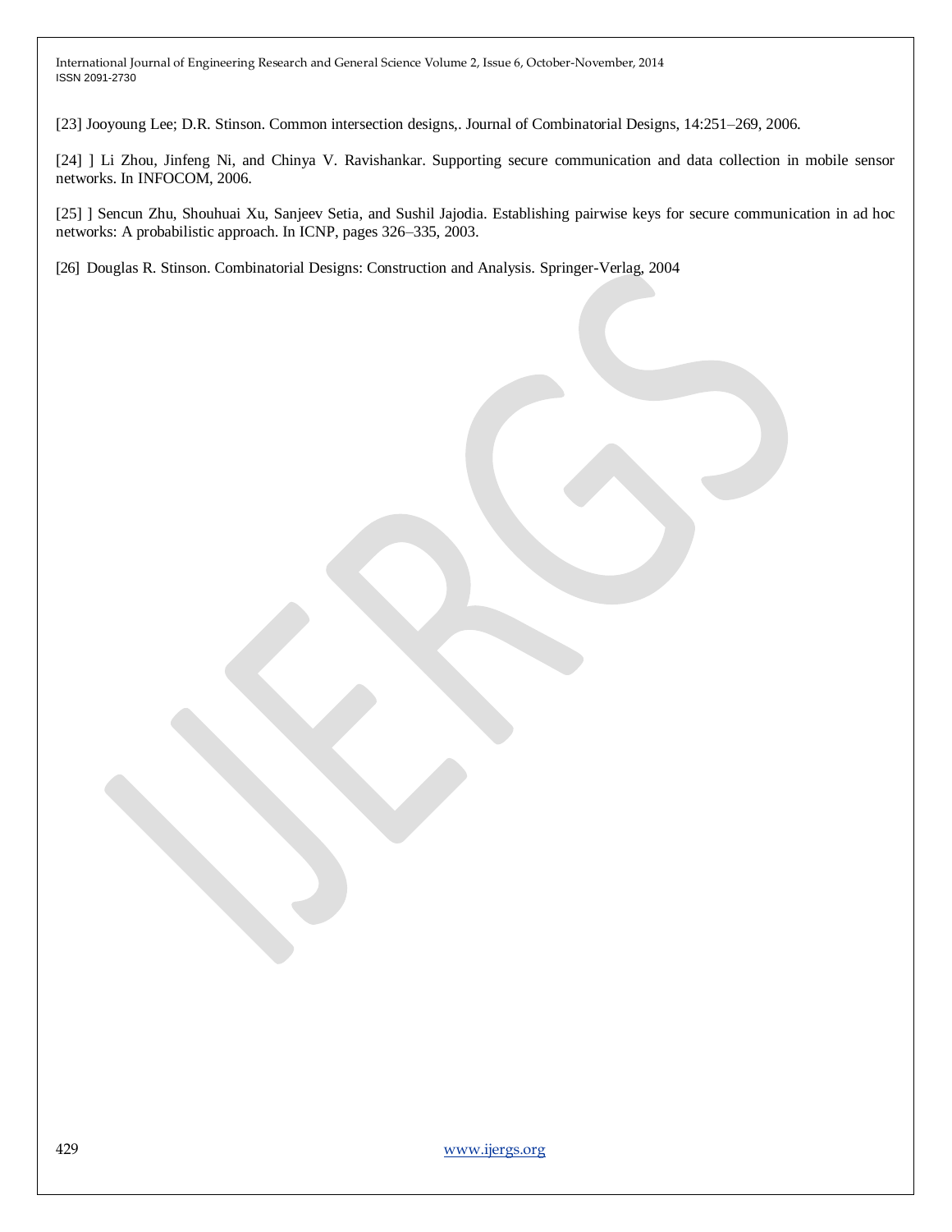[23] Jooyoung Lee; D.R. Stinson. Common intersection designs,. Journal of Combinatorial Designs, 14:251–269, 2006.

[24] ] Li Zhou, Jinfeng Ni, and Chinya V. Ravishankar. Supporting secure communication and data collection in mobile sensor networks. In INFOCOM, 2006.

[25] ] Sencun Zhu, Shouhuai Xu, Sanjeev Setia, and Sushil Jajodia. Establishing pairwise keys for secure communication in ad hoc networks: A probabilistic approach. In ICNP, pages 326–335, 2003.

[26] Douglas R. Stinson. Combinatorial Designs: Construction and Analysis. Springer-Verlag, 2004